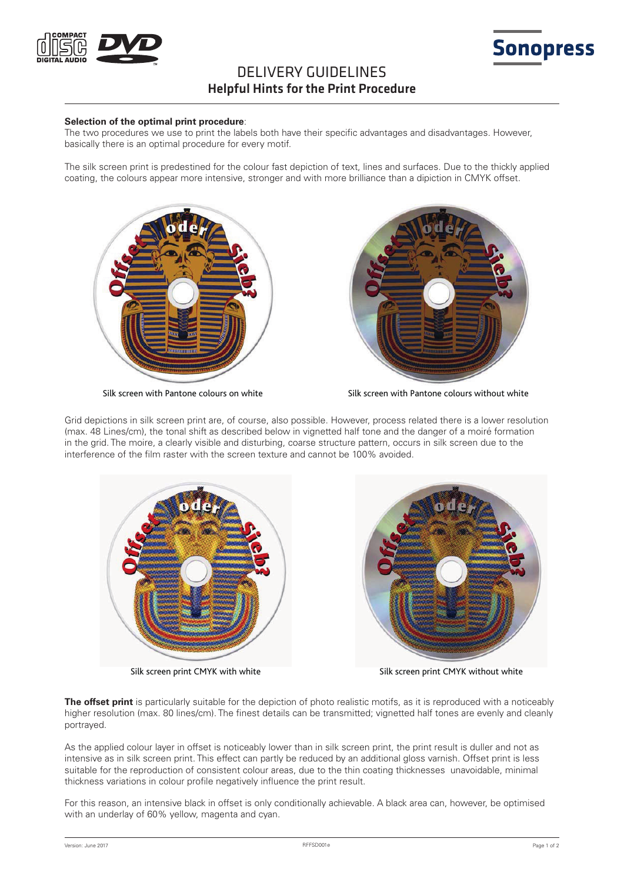# DELIVERY GUIDELINES
## Helpful Hints for the Print Procedure

**Selection of the optimal print procedure**:
The two procedures we use to print the labels both have their specific advantages and disadvantages. However, basically there is an optimal procedure for every motif.

The silk screen print is predestined for the colour fast depiction of text, lines and surfaces. Due to the thickly applied coating, the colours appear more intensive, stronger and with more brilliance than a dipiction in CMYK offset.

Silk screen with Pantone colours on white

Silk screen with Pantone colours without white

Grid depictions in silk screen print are, of course, also possible. However, process related there is a lower resolution (max. 48 Lines/cm), the tonal shift as described below in vignetted half tone and the danger of a moiré formation in the grid. The moire, a clearly visible and disturbing, coarse structure pattern, occurs in silk screen due to the interference of the film raster with the screen texture and cannot be 100% avoided.

Silk screen print CMYK with white

Silk screen print CMYK without white

**The offset print** is particularly suitable for the depiction of photo realistic motifs, as it is reproduced with a noticeably higher resolution (max. 80 lines/cm). The finest details can be transmitted; vignetted half tones are evenly and cleanly portrayed.

As the applied colour layer in offset is noticeably lower than in silk screen print, the print result is duller and not as intensive as in silk screen print. This effect can partly be reduced by an additional gloss varnish. Offset print is less suitable for the reproduction of consistent colour areas, due to the thin coating thicknesses unavoidable, minimal thickness variations in colour profile negatively influence the print result.

For this reason, an intensive black in offset is only conditionally achievable. A black area can, however, be optimised with an underlay of 60% yellow, magenta and cyan.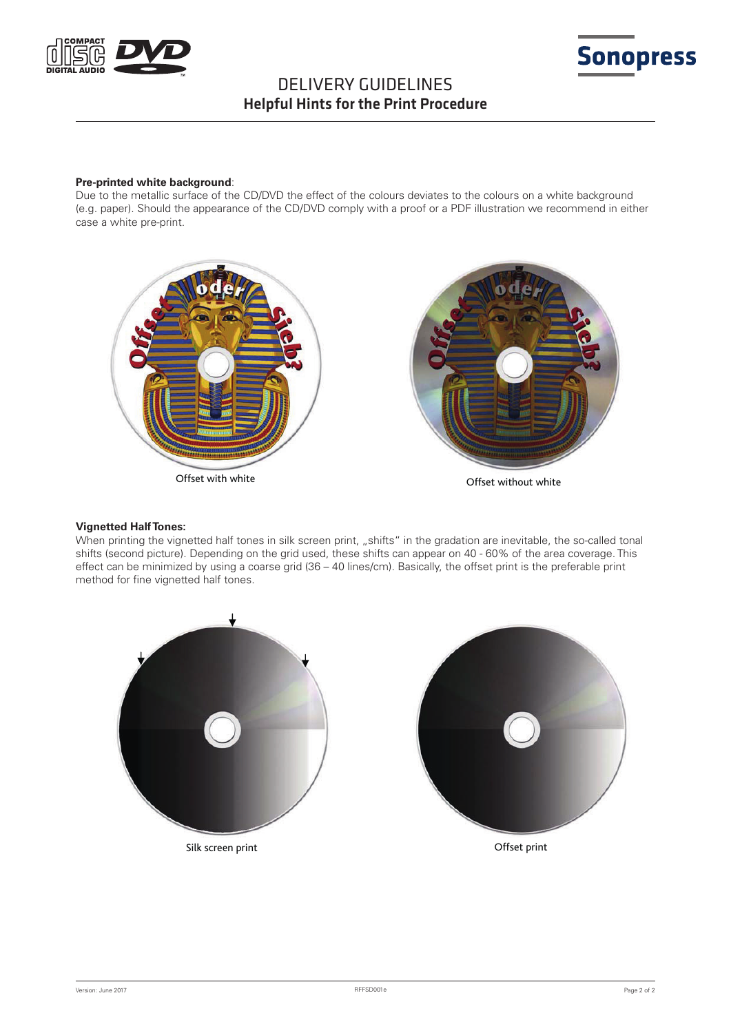# DELIVERY GUIDELINES

## Helpful Hints for the Print Procedure

**Pre-printed white background**:
Due to the metallic surface of the CD/DVD the effect of the colours deviates to the colours on a white background (e.g. paper). Should the appearance of the CD/DVD comply with a proof or a PDF illustration we recommend in either case a white pre-print.

Offset with white

Offset without white

**Vignetted Half Tones:**
When printing the vignetted half tones in silk screen print, „shifts" in the gradation are inevitable, the so-called tonal shifts (second picture). Depending on the grid used, these shifts can appear on 40 - 60% of the area coverage. This effect can be minimized by using a coarse grid (36 – 40 lines/cm). Basically, the offset print is the preferable print method for fine vignetted half tones.

Silk screen print

Offset print